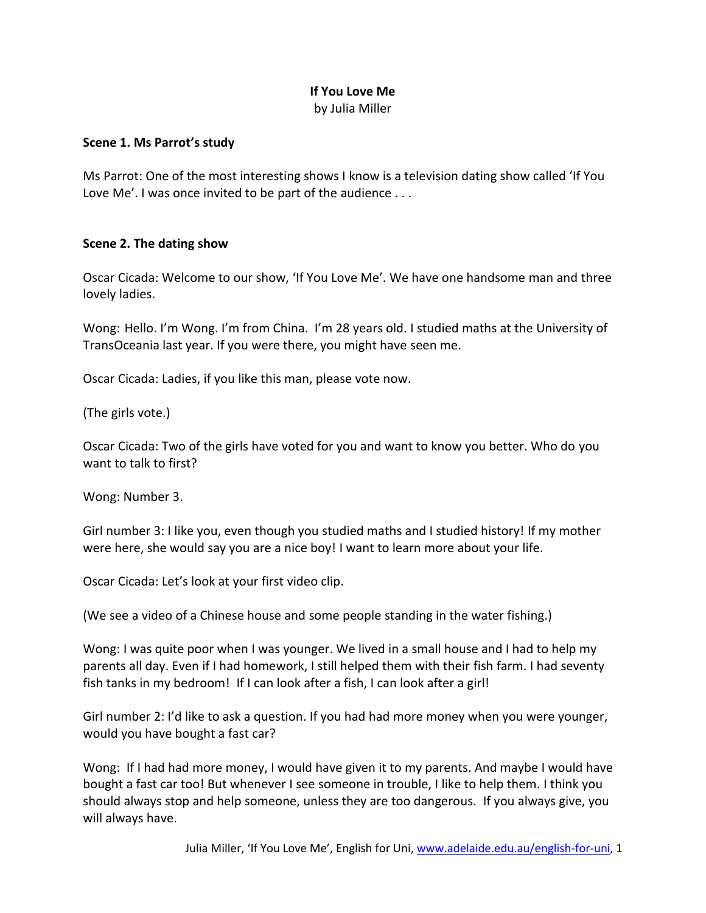# If You Love Me

by Julia Miller

**Scene 1. Ms Parrot's study**

Ms Parrot: One of the most interesting shows I know is a television dating show called 'If You Love Me'. I was once invited to be part of the audience . . .

**Scene 2. The dating show**

Oscar Cicada: Welcome to our show, 'If You Love Me'. We have one handsome man and three lovely ladies.

Wong: Hello. I'm Wong. I'm from China. I'm 28 years old. I studied maths at the University of TransOceania last year. If you were there, you might have seen me.

Oscar Cicada: Ladies, if you like this man, please vote now.

(The girls vote.)

Oscar Cicada: Two of the girls have voted for you and want to know you better. Who do you want to talk to first?

Wong: Number 3.

Girl number 3: I like you, even though you studied maths and I studied history! If my mother were here, she would say you are a nice boy! I want to learn more about your life.

Oscar Cicada: Let's look at your first video clip.

(We see a video of a Chinese house and some people standing in the water fishing.)

Wong: I was quite poor when I was younger. We lived in a small house and I had to help my parents all day. Even if I had homework, I still helped them with their fish farm. I had seventy fish tanks in my bedroom! If I can look after a fish, I can look after a girl!

Girl number 2: I'd like to ask a question. If you had had more money when you were younger, would you have bought a fast car?

Wong: If I had had more money, I would have given it to my parents. And maybe I would have bought a fast car too! But whenever I see someone in trouble, I like to help them. I think you should always stop and help someone, unless they are too dangerous. If you always give, you will always have.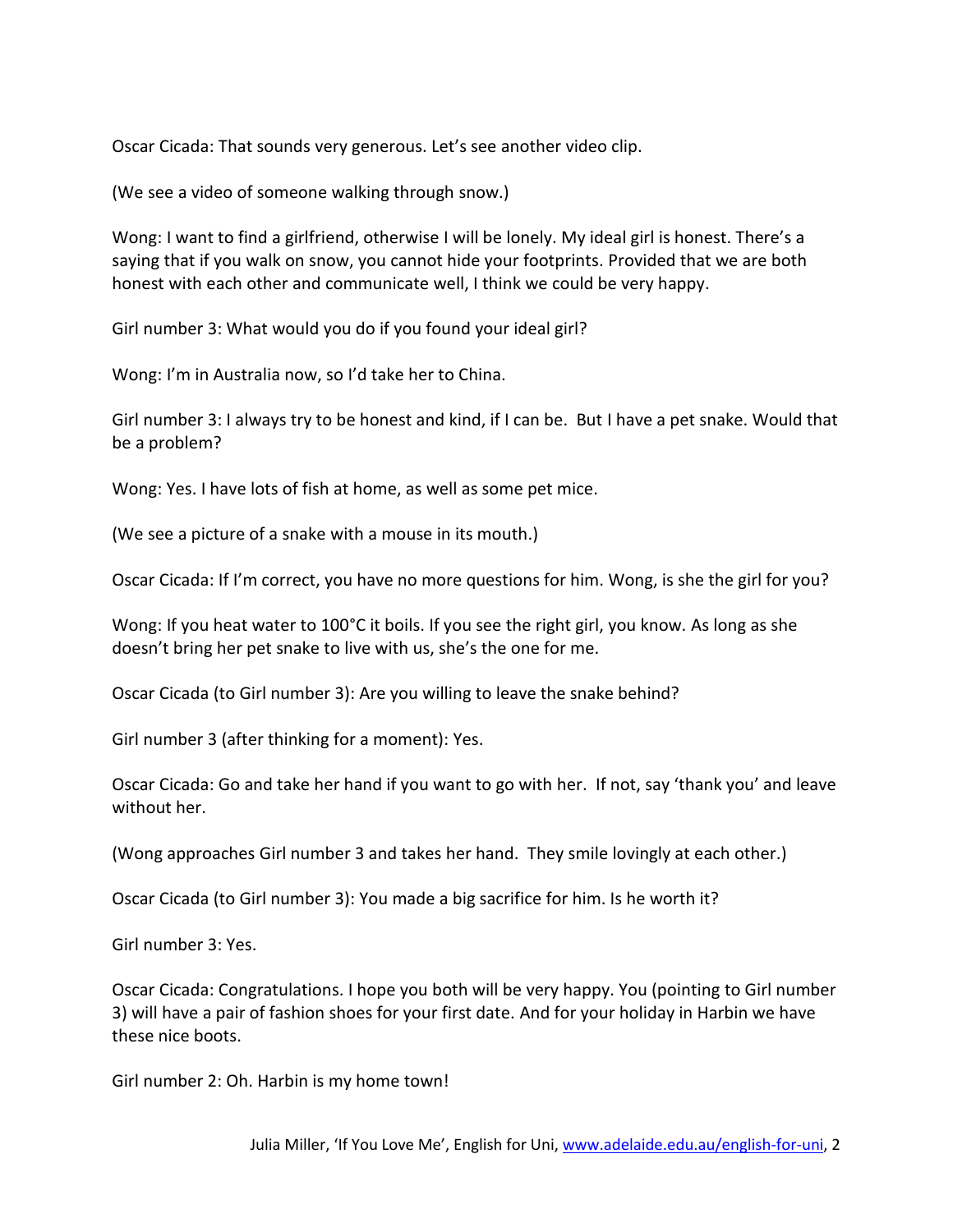Oscar Cicada: That sounds very generous. Let's see another video clip.

(We see a video of someone walking through snow.)

Wong: I want to find a girlfriend, otherwise I will be lonely. My ideal girl is honest. There's a saying that if you walk on snow, you cannot hide your footprints. Provided that we are both honest with each other and communicate well, I think we could be very happy.

Girl number 3: What would you do if you found your ideal girl?

Wong: I'm in Australia now, so I'd take her to China.

Girl number 3: I always try to be honest and kind, if I can be. But I have a pet snake. Would that be a problem?

Wong: Yes. I have lots of fish at home, as well as some pet mice.

(We see a picture of a snake with a mouse in its mouth.)

Oscar Cicada: If I'm correct, you have no more questions for him. Wong, is she the girl for you?

Wong: If you heat water to 100°C it boils. If you see the right girl, you know. As long as she doesn't bring her pet snake to live with us, she's the one for me.

Oscar Cicada (to Girl number 3): Are you willing to leave the snake behind?

Girl number 3 (after thinking for a moment): Yes.

Oscar Cicada: Go and take her hand if you want to go with her. If not, say 'thank you' and leave without her.

(Wong approaches Girl number 3 and takes her hand. They smile lovingly at each other.)

Oscar Cicada (to Girl number 3): You made a big sacrifice for him. Is he worth it?

Girl number 3: Yes.

Oscar Cicada: Congratulations. I hope you both will be very happy. You (pointing to Girl number 3) will have a pair of fashion shoes for your first date. And for your holiday in Harbin we have these nice boots.

Girl number 2: Oh. Harbin is my home town!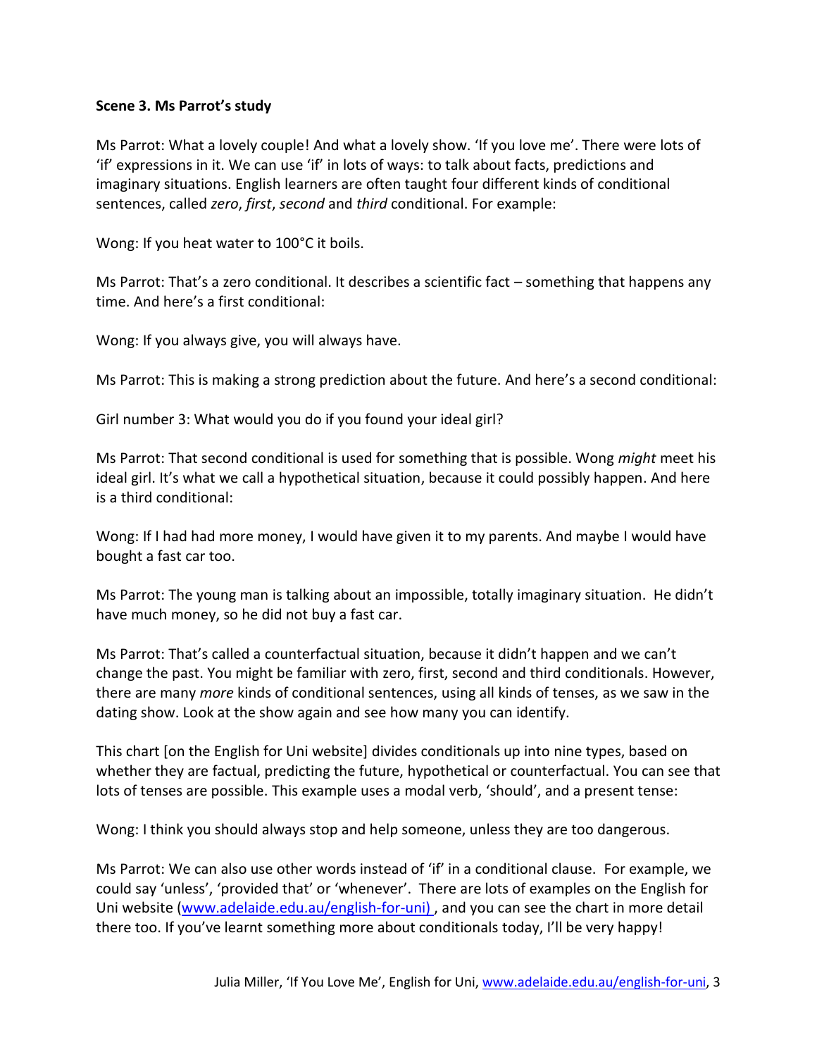**Scene 3. Ms Parrot's study**

Ms Parrot: What a lovely couple! And what a lovely show. 'If you love me'. There were lots of 'if' expressions in it. We can use 'if' in lots of ways: to talk about facts, predictions and imaginary situations. English learners are often taught four different kinds of conditional sentences, called *zero*, *first*, *second* and *third* conditional. For example:

Wong: If you heat water to 100°C it boils.

Ms Parrot: That's a zero conditional. It describes a scientific fact – something that happens any time. And here's a first conditional:

Wong: If you always give, you will always have.

Ms Parrot: This is making a strong prediction about the future. And here's a second conditional:

Girl number 3: What would you do if you found your ideal girl?

Ms Parrot: That second conditional is used for something that is possible. Wong *might* meet his ideal girl. It's what we call a hypothetical situation, because it could possibly happen. And here is a third conditional:

Wong: If I had had more money, I would have given it to my parents. And maybe I would have bought a fast car too.

Ms Parrot: The young man is talking about an impossible, totally imaginary situation. He didn't have much money, so he did not buy a fast car.

Ms Parrot: That's called a counterfactual situation, because it didn't happen and we can't change the past. You might be familiar with zero, first, second and third conditionals. However, there are many *more* kinds of conditional sentences, using all kinds of tenses, as we saw in the dating show. Look at the show again and see how many you can identify.

This chart [on the English for Uni website] divides conditionals up into nine types, based on whether they are factual, predicting the future, hypothetical or counterfactual. You can see that lots of tenses are possible. This example uses a modal verb, 'should', and a present tense:

Wong: I think you should always stop and help someone, unless they are too dangerous.

Ms Parrot: We can also use other words instead of 'if' in a conditional clause. For example, we could say 'unless', 'provided that' or 'whenever'. There are lots of examples on the English for Uni website (www.adelaide.edu.au/english-for-uni) , and you can see the chart in more detail there too. If you've learnt something more about conditionals today, I'll be very happy!